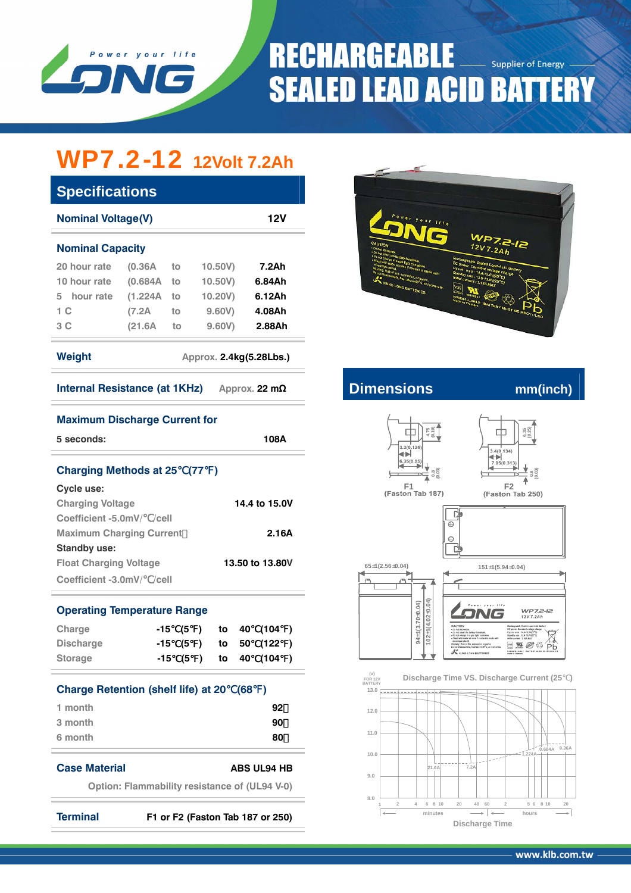# RECHARGEABLE SEALED LEAD ACID BATTERY

Supplier of Energy

## WP7.2-12 12Volt 7.2Ah

## Specifications

| Nominal Voltage(V) | 12V |
|---|---|

### Nominal Capacity

| | | | | |
|---|---|---|---|---|
| 20 hour rate | (0.36A | to | 10.50V) | 7.2Ah |
| 10 hour rate | (0.684A | to | 10.50V) | 6.84Ah |
| 5 hour rate | (1.224A | to | 10.20V) | 6.12Ah |
| 1 C | (7.2A | to | 9.60V) | 4.08Ah |
| 3 C | (21.6A | to | 9.60V) | 2.88Ah |

**Weight** Approx. **2.4kg(5.28Lbs.)**

**Internal Resistance (at 1KHz)** Approx. **22 mΩ**

**Maximum Discharge Current for**

5 seconds: **108A**

### Charging Methods at 25℃(77℉)

**Cycle use:**

| | |
|---|---|
| Charging Voltage | 14.4 to 15.0V |
| Coefficient -5.0mV/℃/cell | |
| Maximum Charging Current | 2.16A |

**Standby use:**

| | |
|---|---|
| Float Charging Voltage | 13.50 to 13.80V |
| Coefficient -3.0mV/℃/cell | |

### Operating Temperature Range

| | | | |
|---|---|---|---|
| Charge | -15℃(5℉) | to | 40℃(104℉) |
| Discharge | -15℃(5℉) | to | 50℃(122℉) |
| Storage | -15℃(5℉) | to | 40℃(104℉) |

### Charge Retention (shelf life) at 20℃(68℉)

| | |
|---|---|
| 1 month | 92% |
| 3 month | 90% |
| 6 month | 80% |

**Case Material** **ABS UL94 HB**

Option: Flammability resistance of (UL94 V-0)

**Terminal** **F1 or F2 (Faston Tab 187 or 250)**

## Dimensions mm(inch)

F1 (Faston Tab 187)

F2 (Faston Tab 250)

65±1(2.56±0.04)

151±1(5.94±0.04)

94±1(3.70±0.04)

102±1(4.02±0.04)

Discharge Time VS. Discharge Current (25℃)

Discharge Time

www.klb.com.tw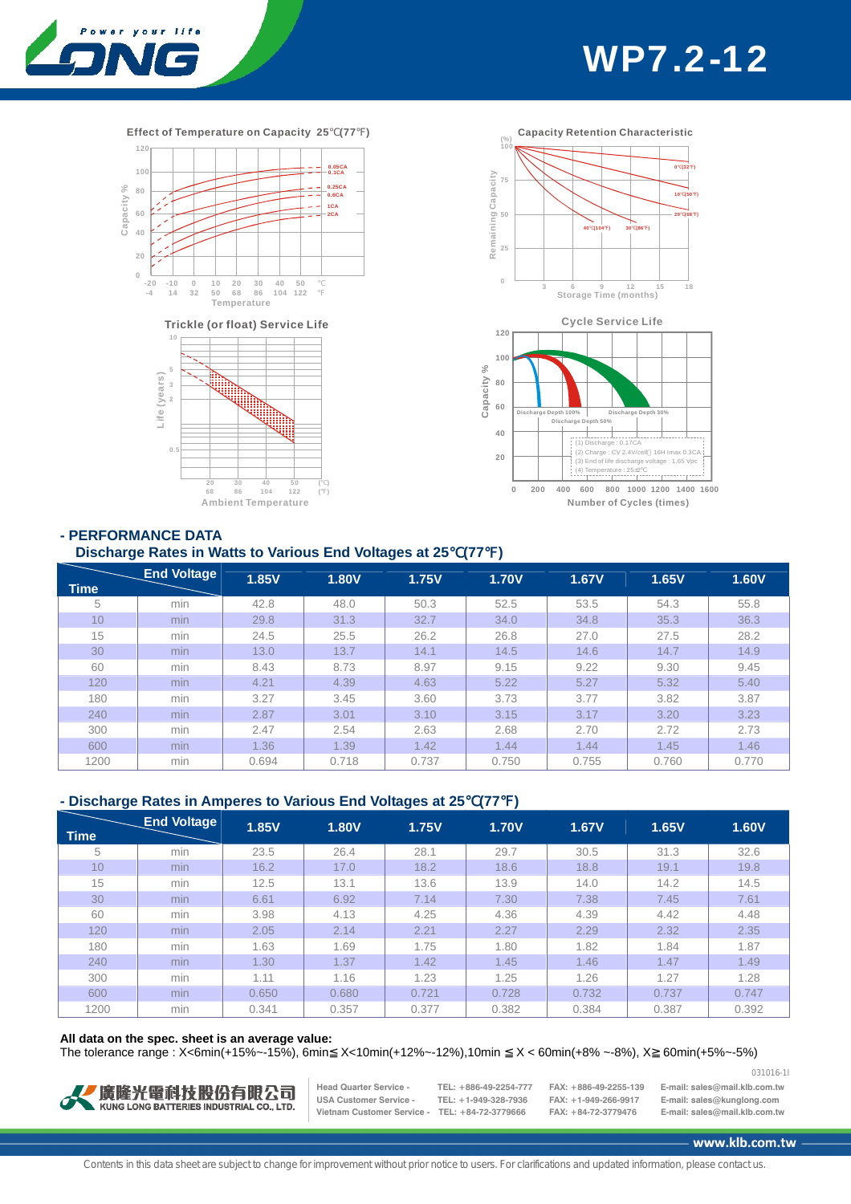# WP7.2-12

Effect of Temperature on Capacity 25℃(77℉)

120
100
80
60
40
20
0

Capacity %

0.05CA
0.1CA
0.25CA
0.6CA
1CA
2CA

-20 -10 0 10 20 30 40 50 ℃
-4 14 32 50 68 86 104 122 ℉
Temperature

Capacity Retention Characteristic

(%)
100
75
50
25
0

Remaining Capacity

0℃(32℉)
10℃(50℉)
20℃(68℉)
40℃(104℉)
30℃(86℉)

3 6 9 12 15 18
Storage Time (months)

Trickle (or float) Service Life

10
5
3
2
0.5

Life (years)

20 30 40 50 (℃)
68 86 104 122 (℉)
Ambient Temperature

Cycle Service Life

120
100
80
60
40
20

Capacity %

Discharge Depth 100%
Discharge Depth 50%
Discharge Depth 30%

(1) Discharge : 0.17CA
(2) Charge : CV 2.4V/cell(16H Imax 0.3CA
(3) End of life discharge voltage : 1.65 Vpc
(4) Temperature : 25±2℃

0 200 400 600 800 1000 1200 1400 1600
Number of Cycles (times)

## - PERFORMANCE DATA

### Discharge Rates in Watts to Various End Voltages at 25℃(77℉)

| Time | | 1.85V | 1.80V | 1.75V | 1.70V | 1.67V | 1.65V | 1.60V |
|---|---|---|---|---|---|---|---|---|
| 5 | min | 42.8 | 48.0 | 50.3 | 52.5 | 53.5 | 54.3 | 55.8 |
| 10 | min | 29.8 | 31.3 | 32.7 | 34.0 | 34.8 | 35.3 | 36.3 |
| 15 | min | 24.5 | 25.5 | 26.2 | 26.8 | 27.0 | 27.5 | 28.2 |
| 30 | min | 13.0 | 13.7 | 14.1 | 14.5 | 14.6 | 14.7 | 14.9 |
| 60 | min | 8.43 | 8.73 | 8.97 | 9.15 | 9.22 | 9.30 | 9.45 |
| 120 | min | 4.21 | 4.39 | 4.63 | 5.22 | 5.27 | 5.32 | 5.40 |
| 180 | min | 3.27 | 3.45 | 3.60 | 3.73 | 3.77 | 3.82 | 3.87 |
| 240 | min | 2.87 | 3.01 | 3.10 | 3.15 | 3.17 | 3.20 | 3.23 |
| 300 | min | 2.47 | 2.54 | 2.63 | 2.68 | 2.70 | 2.72 | 2.73 |
| 600 | min | 1.36 | 1.39 | 1.42 | 1.44 | 1.44 | 1.45 | 1.46 |
| 1200 | min | 0.694 | 0.718 | 0.737 | 0.750 | 0.755 | 0.760 | 0.770 |

### - Discharge Rates in Amperes to Various End Voltages at 25℃(77℉)

| Time | | 1.85V | 1.80V | 1.75V | 1.70V | 1.67V | 1.65V | 1.60V |
|---|---|---|---|---|---|---|---|---|
| 5 | min | 23.5 | 26.4 | 28.1 | 29.7 | 30.5 | 31.3 | 32.6 |
| 10 | min | 16.2 | 17.0 | 18.2 | 18.6 | 18.8 | 19.1 | 19.8 |
| 15 | min | 12.5 | 13.1 | 13.6 | 13.9 | 14.0 | 14.2 | 14.5 |
| 30 | min | 6.61 | 6.92 | 7.14 | 7.30 | 7.38 | 7.45 | 7.61 |
| 60 | min | 3.98 | 4.13 | 4.25 | 4.36 | 4.39 | 4.42 | 4.48 |
| 120 | min | 2.05 | 2.14 | 2.21 | 2.27 | 2.29 | 2.32 | 2.35 |
| 180 | min | 1.63 | 1.69 | 1.75 | 1.80 | 1.82 | 1.84 | 1.87 |
| 240 | min | 1.30 | 1.37 | 1.42 | 1.45 | 1.46 | 1.47 | 1.49 |
| 300 | min | 1.11 | 1.16 | 1.23 | 1.25 | 1.26 | 1.27 | 1.28 |
| 600 | min | 0.650 | 0.680 | 0.721 | 0.728 | 0.732 | 0.737 | 0.747 |
| 1200 | min | 0.341 | 0.357 | 0.377 | 0.382 | 0.384 | 0.387 | 0.392 |

**All data on the spec. sheet is an average value:**
The tolerance range : X<6min(+15%~-15%), 6min≦X<10min(+12%~-12%),10min ≦X < 60min(+8% ~-8%), X≧60min(+5%~-5%)

031016-1I

廣隆光電科技股份有限公司
KUNG LONG BATTERIES INDUSTRIAL CO., LTD.

| | | | |
|---|---|---|---|
| Head Quarter Service - | TEL: +886-49-2254-777 | FAX: +886-49-2255-139 | E-mail: sales@mail.klb.com.tw |
| USA Customer Service - | TEL: +1-949-328-7936 | FAX: +1-949-266-9917 | E-mail: sales@kunglong.com |
| Vietnam Customer Service - | TEL: +84-72-3779666 | FAX: +84-72-3779476 | E-mail: sales@mail.klb.com.tw |

www.klb.com.tw

Contents in this data sheet are subject to change for improvement without prior notice to users. For clarifications and updated information, please contact us.